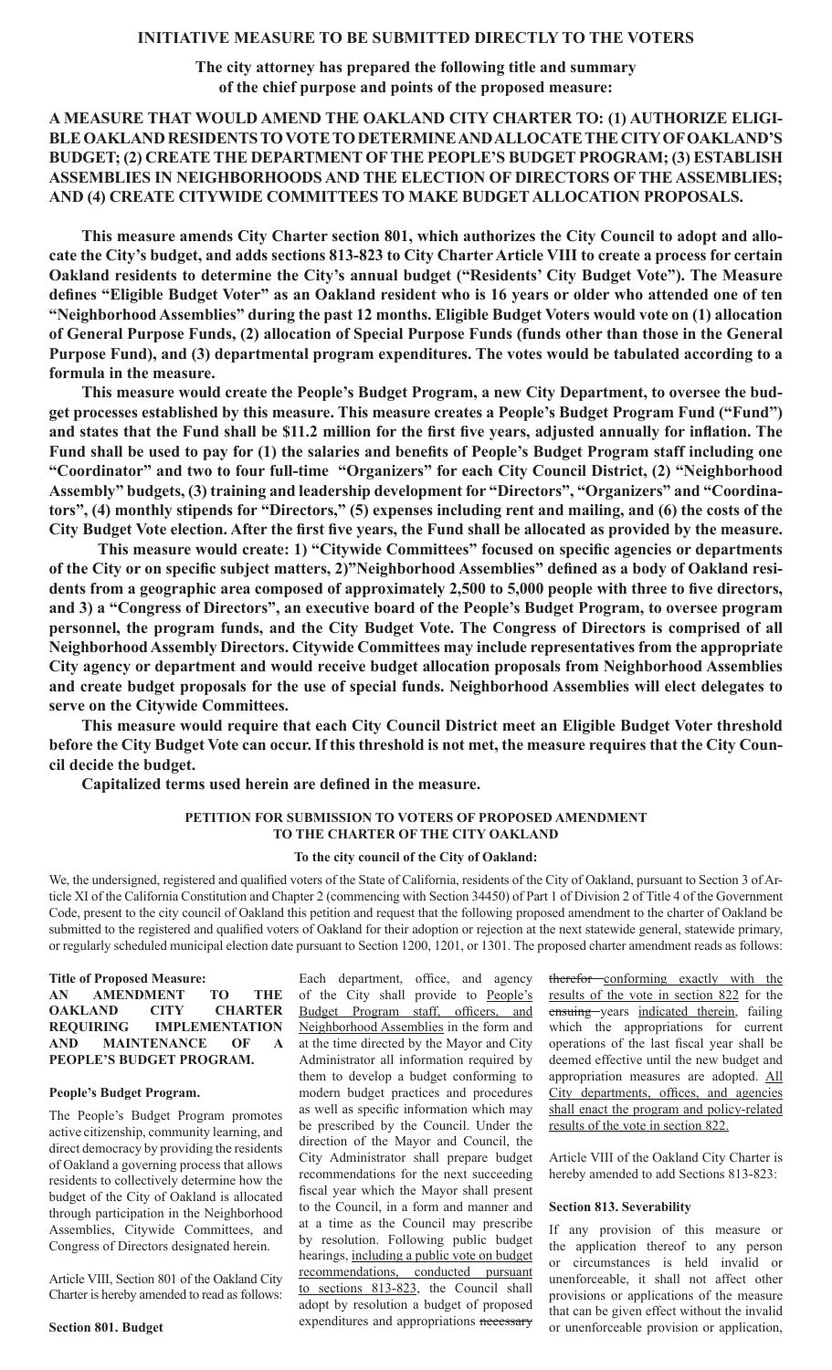## INITIATIVE MEASURE TO BE SUBMITTED DIRECTLY TO THE VOTERS

**The city attorney has prepared the following title and summary of the chief purpose and points of the proposed measure:**

**A MEASURE THAT WOULD AMEND THE OAKLAND CITY CHARTER TO: (1) AUTHORIZE ELIGIBLE OAKLAND RESIDENTS TO VOTE TO DETERMINE AND ALLOCATE THE CITY OF OAKLAND'S BUDGET; (2) CREATE THE DEPARTMENT OF THE PEOPLE'S BUDGET PROGRAM; (3) ESTABLISH ASSEMBLIES IN NEIGHBORHOODS AND THE ELECTION OF DIRECTORS OF THE ASSEMBLIES; AND (4) CREATE CITYWIDE COMMITTEES TO MAKE BUDGET ALLOCATION PROPOSALS.**

**This measure amends City Charter section 801, which authorizes the City Council to adopt and allocate the City's budget, and adds sections 813-823 to City Charter Article VIII to create a process for certain Oakland residents to determine the City's annual budget ("Residents' City Budget Vote"). The Measure defines "Eligible Budget Voter" as an Oakland resident who is 16 years or older who attended one of ten "Neighborhood Assemblies" during the past 12 months. Eligible Budget Voters would vote on (1) allocation of General Purpose Funds, (2) allocation of Special Purpose Funds (funds other than those in the General Purpose Fund), and (3) departmental program expenditures. The votes would be tabulated according to a formula in the measure.**

**This measure would create the People's Budget Program, a new City Department, to oversee the budget processes established by this measure. This measure creates a People's Budget Program Fund ("Fund") and states that the Fund shall be $11.2 million for the first five years, adjusted annually for inflation. The Fund shall be used to pay for (1) the salaries and benefits of People's Budget Program staff including one "Coordinator" and two to four full-time "Organizers" for each City Council District, (2) "Neighborhood Assembly" budgets, (3) training and leadership development for "Directors", "Organizers" and "Coordinators", (4) monthly stipends for "Directors," (5) expenses including rent and mailing, and (6) the costs of the City Budget Vote election. After the first five years, the Fund shall be allocated as provided by the measure.**

**This measure would create: 1) "Citywide Committees" focused on specific agencies or departments of the City or on specific subject matters, 2)"Neighborhood Assemblies" defined as a body of Oakland residents from a geographic area composed of approximately 2,500 to 5,000 people with three to five directors, and 3) a "Congress of Directors", an executive board of the People's Budget Program, to oversee program personnel, the program funds, and the City Budget Vote. The Congress of Directors is comprised of all Neighborhood Assembly Directors. Citywide Committees may include representatives from the appropriate City agency or department and would receive budget allocation proposals from Neighborhood Assemblies and create budget proposals for the use of special funds. Neighborhood Assemblies will elect delegates to serve on the Citywide Committees.**

**This measure would require that each City Council District meet an Eligible Budget Voter threshold before the City Budget Vote can occur. If this threshold is not met, the measure requires that the City Council decide the budget.**

**Capitalized terms used herein are defined in the measure.**

### PETITION FOR SUBMISSION TO VOTERS OF PROPOSED AMENDMENT TO THE CHARTER OF THE CITY OAKLAND

**To the city council of the City of Oakland:**

We, the undersigned, registered and qualified voters of the State of California, residents of the City of Oakland, pursuant to Section 3 of Article XI of the California Constitution and Chapter 2 (commencing with Section 34450) of Part 1 of Division 2 of Title 4 of the Government Code, present to the city council of Oakland this petition and request that the following proposed amendment to the charter of Oakland be submitted to the registered and qualified voters of Oakland for their adoption or rejection at the next statewide general, statewide primary, or regularly scheduled municipal election date pursuant to Section 1200, 1201, or 1301. The proposed charter amendment reads as follows:

**Title of Proposed Measure:**
**AN AMENDMENT TO THE OAKLAND CITY CHARTER REQUIRING IMPLEMENTATION AND MAINTENANCE OF A PEOPLE'S BUDGET PROGRAM.**

**People's Budget Program.**

The People's Budget Program promotes active citizenship, community learning, and direct democracy by providing the residents of Oakland a governing process that allows residents to collectively determine how the budget of the City of Oakland is allocated through participation in the Neighborhood Assemblies, Citywide Committees, and Congress of Directors designated herein.

Article VIII, Section 801 of the Oakland City Charter is hereby amended to read as follows:

**Section 801. Budget**

Each department, office, and agency of the City shall provide to <u>People's Budget Program staff, officers, and Neighborhood Assemblies</u> in the form and at the time directed by the Mayor and City Administrator all information required by them to develop a budget conforming to modern budget practices and procedures as well as specific information which may be prescribed by the Council. Under the direction of the Mayor and Council, the City Administrator shall prepare budget recommendations for the next succeeding fiscal year which the Mayor shall present to the Council, in a form and manner and at a time as the Council may prescribe by resolution. Following public budget hearings, <u>including a public vote on budget recommendations, conducted pursuant to sections 813-823</u>, the Council shall adopt by resolution a budget of proposed expenditures and appropriations ~~necessary therefor~~ <u>conforming exactly with the results of the vote in section 822</u> for the ~~ensuing~~ years <u>indicated therein</u>, failing which the appropriations for current operations of the last fiscal year shall be deemed effective until the new budget and appropriation measures are adopted. <u>All City departments, offices, and agencies shall enact the program and policy-related results of the vote in section 822.</u>

Article VIII of the Oakland City Charter is hereby amended to add Sections 813-823:

**Section 813. Severability**

If any provision of this measure or the application thereof to any person or circumstances is held invalid or unenforceable, it shall not affect other provisions or applications of the measure that can be given effect without the invalid or unenforceable provision or application,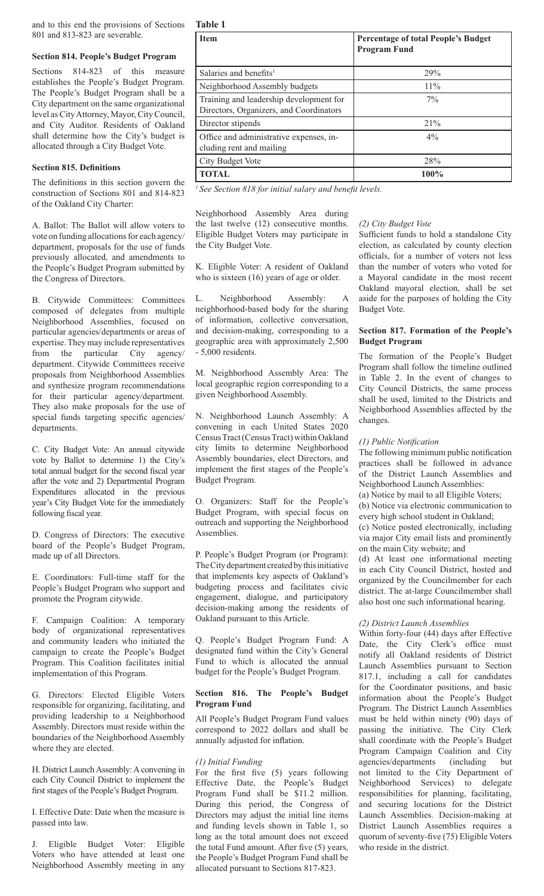and to this end the provisions of Sections 801 and 813-823 are severable.

### Section 814. People's Budget Program

Sections 814-823 of this measure establishes the People's Budget Program. The People's Budget Program shall be a City department on the same organizational level as City Attorney, Mayor, City Council, and City Auditor. Residents of Oakland shall determine how the City's budget is allocated through a City Budget Vote.

### Section 815. Definitions

The definitions in this section govern the construction of Sections 801 and 814-823 of the Oakland City Charter:

A. Ballot: The Ballot will allow voters to vote on funding allocations for each agency/department, proposals for the use of funds previously allocated, and amendments to the People's Budget Program submitted by the Congress of Directors.

B. Citywide Committees: Committees composed of delegates from multiple Neighborhood Assemblies, focused on particular agencies/departments or areas of expertise. They may include representatives from the particular City agency/department. Citywide Committees receive proposals from Neighborhood Assemblies and synthesize program recommendations for their particular agency/department. They also make proposals for the use of special funds targeting specific agencies/departments.

C. City Budget Vote: An annual citywide vote by Ballot to determine 1) the City's total annual budget for the second fiscal year after the vote and 2) Departmental Program Expenditures allocated in the previous year's City Budget Vote for the immediately following fiscal year.

D. Congress of Directors: The executive board of the People's Budget Program, made up of all Directors.

E. Coordinators: Full-time staff for the People's Budget Program who support and promote the Program citywide.

F. Campaign Coalition: A temporary body of organizational representatives and community leaders who initiated the campaign to create the People's Budget Program. This Coalition facilitates initial implementation of this Program.

G. Directors: Elected Eligible Voters responsible for organizing, facilitating, and providing leadership to a Neighborhood Assembly. Directors must reside within the boundaries of the Neighborhood Assembly where they are elected.

H. District Launch Assembly: A convening in each City Council District to implement the first stages of the People's Budget Program.

I. Effective Date: Date when the measure is passed into law.

J. Eligible Budget Voter: Eligible Voters who have attended at least one Neighborhood Assembly meeting in any Neighborhood Assembly Area during the last twelve (12) consecutive months. Eligible Budget Voters may participate in the City Budget Vote.

K. Eligible Voter: A resident of Oakland who is sixteen (16) years of age or older.

L. Neighborhood Assembly: A neighborhood-based body for the sharing of information, collective conversation, and decision-making, corresponding to a geographic area with approximately 2,500 - 5,000 residents.

M. Neighborhood Assembly Area: The local geographic region corresponding to a given Neighborhood Assembly.

N. Neighborhood Launch Assembly: A convening in each United States 2020 Census Tract (Census Tract) within Oakland city limits to determine Neighborhood Assembly boundaries, elect Directors, and implement the first stages of the People's Budget Program.

O. Organizers: Staff for the People's Budget Program, with special focus on outreach and supporting the Neighborhood Assemblies.

P. People's Budget Program (or Program): The City department created by this initiative that implements key aspects of Oakland's budgeting process and facilitates civic engagement, dialogue, and participatory decision-making among the residents of Oakland pursuant to this Article.

Q. People's Budget Program Fund: A designated fund within the City's General Fund to which is allocated the annual budget for the People's Budget Program.

### Section 816. The People's Budget Program Fund

All People's Budget Program Fund values correspond to 2022 dollars and shall be annually adjusted for inflation.

*(1) Initial Funding*

For the first five (5) years following Effective Date, the People's Budget Program Fund shall be $11.2 million. During this period, the Congress of Directors may adjust the initial line items and funding levels shown in Table 1, so long as the total amount does not exceed the total Fund amount. After five (5) years, the People's Budget Program Fund shall be allocated pursuant to Sections 817-823.

**Table 1**

| Item | Percentage of total People's Budget Program Fund |
|---|---|
| Salaries and benefits[1] | 29% |
| Neighborhood Assembly budgets | 11% |
| Training and leadership development for Directors, Organizers, and Coordinators | 7% |
| Director stipends | 21% |
| Office and administrative expenses, including rent and mailing | 4% |
| City Budget Vote | 28% |
| **TOTAL** | **100%** |

*[1] See Section 818 for initial salary and benefit levels.*

*(2) City Budget Vote*

Sufficient funds to hold a standalone City election, as calculated by county election officials, for a number of voters not less than the number of voters who voted for a Mayoral candidate in the most recent Oakland mayoral election, shall be set aside for the purposes of holding the City Budget Vote.

### Section 817. Formation of the People's Budget Program

The formation of the People's Budget Program shall follow the timeline outlined in Table 2. In the event of changes to City Council Districts, the same process shall be used, limited to the Districts and Neighborhood Assemblies affected by the changes.

*(1) Public Notification*

The following minimum public notification practices shall be followed in advance of the District Launch Assemblies and Neighborhood Launch Assemblies:

(a) Notice by mail to all Eligible Voters;

(b) Notice via electronic communication to every high school student in Oakland;

(c) Notice posted electronically, including via major City email lists and prominently on the main City website; and

(d) At least one informational meeting in each City Council District, hosted and organized by the Councilmember for each district. The at-large Councilmember shall also host one such informational hearing.

*(2) District Launch Assemblies*

Within forty-four (44) days after Effective Date, the City Clerk's office must notify all Oakland residents of District Launch Assemblies pursuant to Section 817.1, including a call for candidates for the Coordinator positions, and basic information about the People's Budget Program. The District Launch Assemblies must be held within ninety (90) days of passing the initiative. The City Clerk shall coordinate with the People's Budget Program Campaign Coalition and City agencies/departments (including but not limited to the City Department of Neighborhood Services) to delegate responsibilities for planning, facilitating, and securing locations for the District Launch Assemblies. Decision-making at District Launch Assemblies requires a quorum of seventy-five (75) Eligible Voters who reside in the district.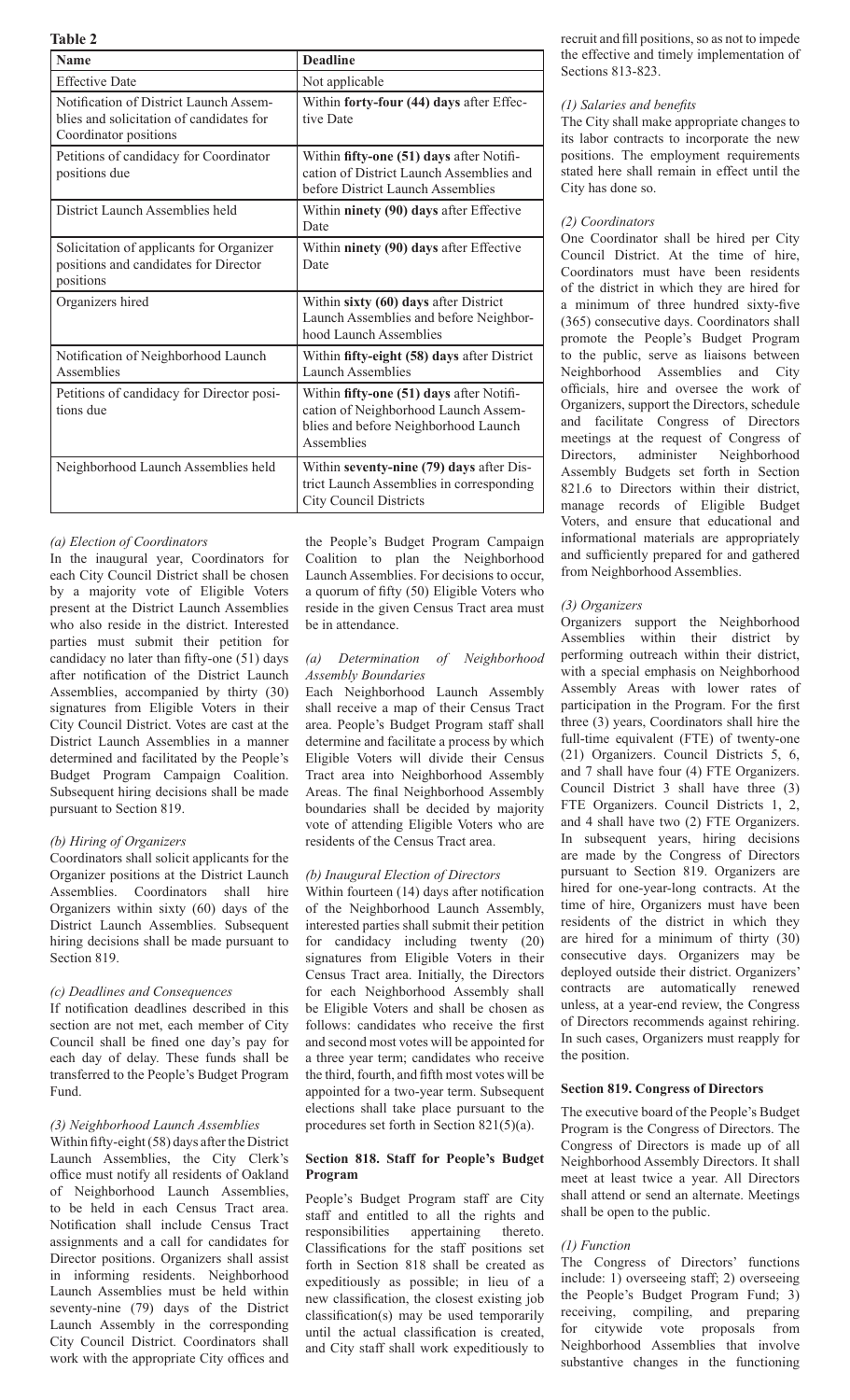**Table 2**

| Name | Deadline |
|---|---|
| Effective Date | Not applicable |
| Notification of District Launch Assemblies and solicitation of candidates for Coordinator positions | Within **forty-four (44) days** after Effective Date |
| Petitions of candidacy for Coordinator positions due | Within **fifty-one (51) days** after Notification of District Launch Assemblies and before District Launch Assemblies |
| District Launch Assemblies held | Within **ninety (90) days** after Effective Date |
| Solicitation of applicants for Organizer positions and candidates for Director positions | Within **ninety (90) days** after Effective Date |
| Organizers hired | Within **sixty (60) days** after District Launch Assemblies and before Neighborhood Launch Assemblies |
| Notification of Neighborhood Launch Assemblies | Within **fifty-eight (58) days** after District Launch Assemblies |
| Petitions of candidacy for Director positions due | Within **fifty-one (51) days** after Notification of Neighborhood Launch Assemblies and before Neighborhood Launch Assemblies |
| Neighborhood Launch Assemblies held | Within **seventy-nine (79) days** after District Launch Assemblies in corresponding City Council Districts |

*(a) Election of Coordinators*

In the inaugural year, Coordinators for each City Council District shall be chosen by a majority vote of Eligible Voters present at the District Launch Assemblies who also reside in the district. Interested parties must submit their petition for candidacy no later than fifty-one (51) days after notification of the District Launch Assemblies, accompanied by thirty (30) signatures from Eligible Voters in their City Council District. Votes are cast at the District Launch Assemblies in a manner determined and facilitated by the People's Budget Program Campaign Coalition. Subsequent hiring decisions shall be made pursuant to Section 819.

*(b) Hiring of Organizers*

Coordinators shall solicit applicants for the Organizer positions at the District Launch Assemblies. Coordinators shall hire Organizers within sixty (60) days of the District Launch Assemblies. Subsequent hiring decisions shall be made pursuant to Section 819.

*(c) Deadlines and Consequences*

If notification deadlines described in this section are not met, each member of City Council shall be fined one day's pay for each day of delay. These funds shall be transferred to the People's Budget Program Fund.

*(3) Neighborhood Launch Assemblies*

Within fifty-eight (58) days after the District Launch Assemblies, the City Clerk's office must notify all residents of Oakland of Neighborhood Launch Assemblies, to be held in each Census Tract area. Notification shall include Census Tract assignments and a call for candidates for Director positions. Organizers shall assist in informing residents. Neighborhood Launch Assemblies must be held within seventy-nine (79) days of the District Launch Assembly in the corresponding City Council District. Coordinators shall work with the appropriate City offices and the People's Budget Program Campaign Coalition to plan the Neighborhood Launch Assemblies. For decisions to occur, a quorum of fifty (50) Eligible Voters who reside in the given Census Tract area must be in attendance.

*(a) Determination of Neighborhood Assembly Boundaries*

Each Neighborhood Launch Assembly shall receive a map of their Census Tract area. People's Budget Program staff shall determine and facilitate a process by which Eligible Voters will divide their Census Tract area into Neighborhood Assembly Areas. The final Neighborhood Assembly boundaries shall be decided by majority vote of attending Eligible Voters who are residents of the Census Tract area.

*(b) Inaugural Election of Directors*

Within fourteen (14) days after notification of the Neighborhood Launch Assembly, interested parties shall submit their petition for candidacy including twenty (20) signatures from Eligible Voters in their Census Tract area. Initially, the Directors for each Neighborhood Assembly shall be Eligible Voters and shall be chosen as follows: candidates who receive the first and second most votes will be appointed for a three year term; candidates who receive the third, fourth, and fifth most votes will be appointed for a two-year term. Subsequent elections shall take place pursuant to the procedures set forth in Section 821(5)(a).

### Section 818. Staff for People's Budget Program

People's Budget Program staff are City staff and entitled to all the rights and responsibilities appertaining thereto. Classifications for the staff positions set forth in Section 818 shall be created as expeditiously as possible; in lieu of a new classification, the closest existing job classification(s) may be used temporarily until the actual classification is created, and City staff shall work expeditiously to recruit and fill positions, so as not to impede the effective and timely implementation of Sections 813-823.

*(1) Salaries and benefits*

The City shall make appropriate changes to its labor contracts to incorporate the new positions. The employment requirements stated here shall remain in effect until the City has done so.

*(2) Coordinators*

One Coordinator shall be hired per City Council District. At the time of hire, Coordinators must have been residents of the district in which they are hired for a minimum of three hundred sixty-five (365) consecutive days. Coordinators shall promote the People's Budget Program to the public, serve as liaisons between Neighborhood Assemblies and City officials, hire and oversee the work of Organizers, support the Directors, schedule and facilitate Congress of Directors meetings at the request of Congress of Directors, administer Neighborhood Assembly Budgets set forth in Section 821.6 to Directors within their district, manage records of Eligible Budget Voters, and ensure that educational and informational materials are appropriately and sufficiently prepared for and gathered from Neighborhood Assemblies.

*(3) Organizers*

Organizers support the Neighborhood Assemblies within their district by performing outreach within their district, with a special emphasis on Neighborhood Assembly Areas with lower rates of participation in the Program. For the first three (3) years, Coordinators shall hire the full-time equivalent (FTE) of twenty-one (21) Organizers. Council Districts 5, 6, and 7 shall have four (4) FTE Organizers. Council District 3 shall have three (3) FTE Organizers. Council Districts 1, 2, and 4 shall have two (2) FTE Organizers. In subsequent years, hiring decisions are made by the Congress of Directors pursuant to Section 819. Organizers are hired for one-year-long contracts. At the time of hire, Organizers must have been residents of the district in which they are hired for a minimum of thirty (30) consecutive days. Organizers may be deployed outside their district. Organizers' contracts are automatically renewed unless, at a year-end review, the Congress of Directors recommends against rehiring. In such cases, Organizers must reapply for the position.

### Section 819. Congress of Directors

The executive board of the People's Budget Program is the Congress of Directors. The Congress of Directors is made up of all Neighborhood Assembly Directors. It shall meet at least twice a year. All Directors shall attend or send an alternate. Meetings shall be open to the public.

*(1) Function*

The Congress of Directors' functions include: 1) overseeing staff; 2) overseeing the People's Budget Program Fund; 3) receiving, compiling, and preparing for citywide vote proposals from Neighborhood Assemblies that involve substantive changes in the functioning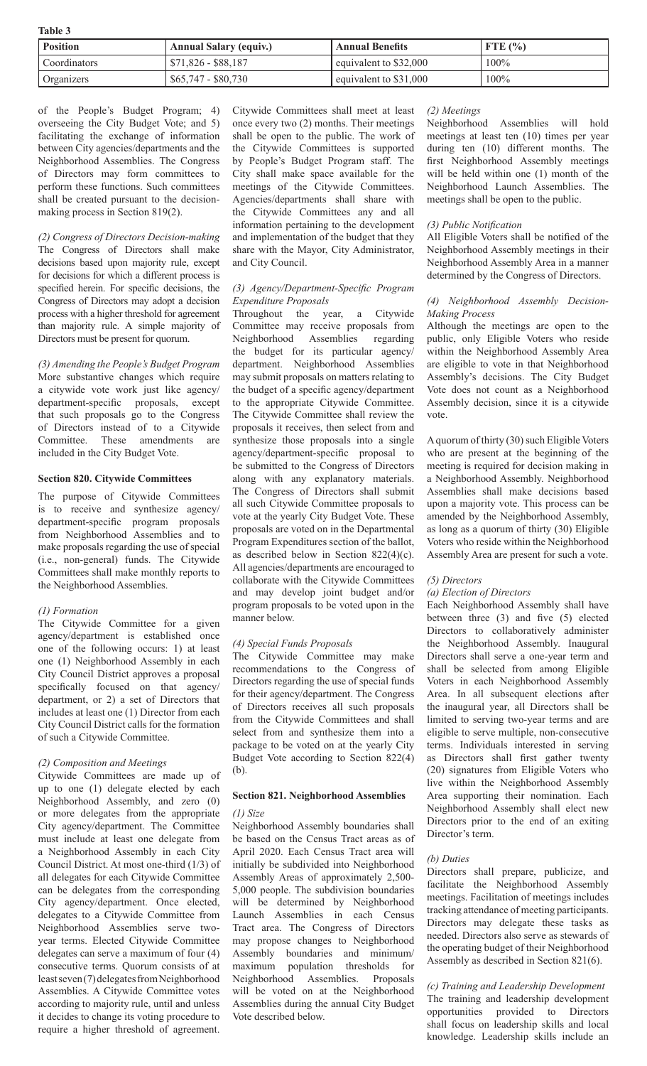**Table 3**

| Position | Annual Salary (equiv.) | Annual Benefits | FTE (%) |
| --- | --- | --- | --- |
| Coordinators | $71,826 - $88,187 | equivalent to $32,000 | 100% |
| Organizers | $65,747 - $80,730 | equivalent to $31,000 | 100% |

of the People's Budget Program; 4) overseeing the City Budget Vote; and 5) facilitating the exchange of information between City agencies/departments and the Neighborhood Assemblies. The Congress of Directors may form committees to perform these functions. Such committees shall be created pursuant to the decision-making process in Section 819(2).

*(2) Congress of Directors Decision-making*
The Congress of Directors shall make decisions based upon majority rule, except for decisions for which a different process is specified herein. For specific decisions, the Congress of Directors may adopt a decision process with a higher threshold for agreement than majority rule. A simple majority of Directors must be present for quorum.

*(3) Amending the People's Budget Program*
More substantive changes which require a citywide vote work just like agency/department-specific proposals, except that such proposals go to the Congress of Directors instead of to a Citywide Committee. These amendments are included in the City Budget Vote.

**Section 820. Citywide Committees**

The purpose of Citywide Committees is to receive and synthesize agency/department-specific program proposals from Neighborhood Assemblies and to make proposals regarding the use of special (i.e., non-general) funds. The Citywide Committees shall make monthly reports to the Neighborhood Assemblies.

*(1) Formation*
The Citywide Committee for a given agency/department is established once one of the following occurs: 1) at least one (1) Neighborhood Assembly in each City Council District approves a proposal specifically focused on that agency/department, or 2) a set of Directors that includes at least one (1) Director from each City Council District calls for the formation of such a Citywide Committee.

*(2) Composition and Meetings*
Citywide Committees are made up of up to one (1) delegate elected by each Neighborhood Assembly, and zero (0) or more delegates from the appropriate City agency/department. The Committee must include at least one delegate from a Neighborhood Assembly in each City Council District. At most one-third (1/3) of all delegates for each Citywide Committee can be delegates from the corresponding City agency/department. Once elected, delegates to a Citywide Committee from Neighborhood Assemblies serve two-year terms. Elected Citywide Committee delegates can serve a maximum of four (4) consecutive terms. Quorum consists of at least seven (7) delegates from Neighborhood Assemblies. A Citywide Committee votes according to majority rule, until and unless it decides to change its voting procedure to require a higher threshold of agreement. Citywide Committees shall meet at least once every two (2) months. Their meetings shall be open to the public. The work of the Citywide Committees is supported by People's Budget Program staff. The City shall make space available for the meetings of the Citywide Committees. Agencies/departments shall share with the Citywide Committees any and all information pertaining to the development and implementation of the budget that they share with the Mayor, City Administrator, and City Council.

*(3) Agency/Department-Specific Program Expenditure Proposals*
Throughout the year, a Citywide Committee may receive proposals from Neighborhood Assemblies regarding the budget for its particular agency/department. Neighborhood Assemblies may submit proposals on matters relating to the budget of a specific agency/department to the appropriate Citywide Committee. The Citywide Committee shall review the proposals it receives, then select from and synthesize those proposals into a single agency/department-specific proposal to be submitted to the Congress of Directors along with any explanatory materials. The Congress of Directors shall submit all such Citywide Committee proposals to vote at the yearly City Budget Vote. These proposals are voted on in the Departmental Program Expenditures section of the ballot, as described below in Section 822(4)(c). All agencies/departments are encouraged to collaborate with the Citywide Committees and may develop joint budget and/or program proposals to be voted upon in the manner below.

*(4) Special Funds Proposals*
The Citywide Committee may make recommendations to the Congress of Directors regarding the use of special funds for their agency/department. The Congress of Directors receives all such proposals from the Citywide Committees and shall select from and synthesize them into a package to be voted on at the yearly City Budget Vote according to Section 822(4)(b).

**Section 821. Neighborhood Assemblies**

*(1) Size*
Neighborhood Assembly boundaries shall be based on the Census Tract areas as of April 2020. Each Census Tract area will initially be subdivided into Neighborhood Assembly Areas of approximately 2,500-5,000 people. The subdivision boundaries will be determined by Neighborhood Launch Assemblies in each Census Tract area. The Congress of Directors may propose changes to Neighborhood Assembly boundaries and minimum/maximum population thresholds for Neighborhood Assemblies. Proposals will be voted on at the Neighborhood Assemblies during the annual City Budget Vote described below.

*(2) Meetings*
Neighborhood Assemblies will hold meetings at least ten (10) times per year during ten (10) different months. The first Neighborhood Assembly meetings will be held within one (1) month of the Neighborhood Launch Assemblies. The meetings shall be open to the public.

*(3) Public Notification*
All Eligible Voters shall be notified of the Neighborhood Assembly meetings in their Neighborhood Assembly Area in a manner determined by the Congress of Directors.

*(4) Neighborhood Assembly Decision-Making Process*
Although the meetings are open to the public, only Eligible Voters who reside within the Neighborhood Assembly Area are eligible to vote in that Neighborhood Assembly's decisions. The City Budget Vote does not count as a Neighborhood Assembly decision, since it is a citywide vote.

A quorum of thirty (30) such Eligible Voters who are present at the beginning of the meeting is required for decision making in a Neighborhood Assembly. Neighborhood Assemblies shall make decisions based upon a majority vote. This process can be amended by the Neighborhood Assembly, as long as a quorum of thirty (30) Eligible Voters who reside within the Neighborhood Assembly Area are present for such a vote.

*(5) Directors*

*(a) Election of Directors*
Each Neighborhood Assembly shall have between three (3) and five (5) elected Directors to collaboratively administer the Neighborhood Assembly. Inaugural Directors shall serve a one-year term and shall be selected from among Eligible Voters in each Neighborhood Assembly Area. In all subsequent elections after the inaugural year, all Directors shall be limited to serving two-year terms and are eligible to serve multiple, non-consecutive terms. Individuals interested in serving as Directors shall first gather twenty (20) signatures from Eligible Voters who live within the Neighborhood Assembly Area supporting their nomination. Each Neighborhood Assembly shall elect new Directors prior to the end of an exiting Director's term.

*(b) Duties*
Directors shall prepare, publicize, and facilitate the Neighborhood Assembly meetings. Facilitation of meetings includes tracking attendance of meeting participants. Directors may delegate these tasks as needed. Directors also serve as stewards of the operating budget of their Neighborhood Assembly as described in Section 821(6).

*(c) Training and Leadership Development*
The training and leadership development opportunities provided to Directors shall focus on leadership skills and local knowledge. Leadership skills include an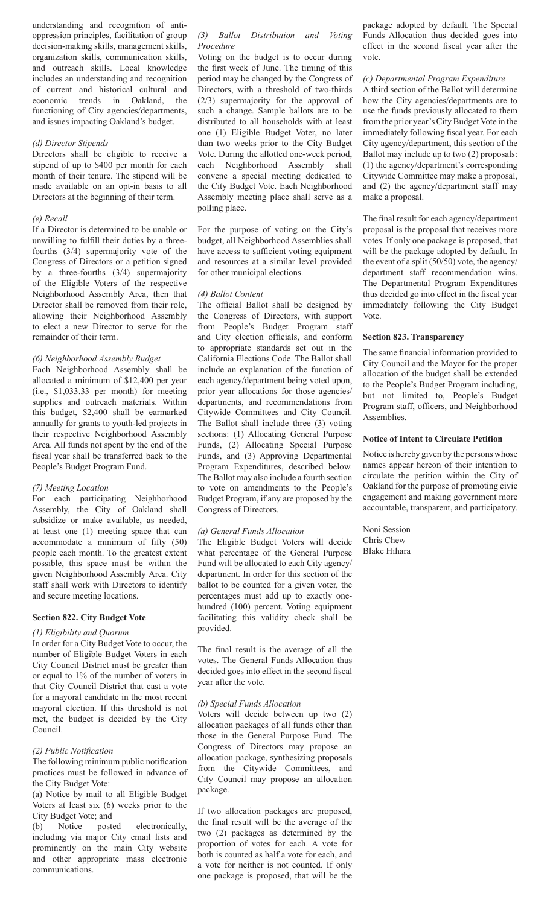understanding and recognition of anti-oppression principles, facilitation of group decision-making skills, management skills, organization skills, communication skills, and outreach skills. Local knowledge includes an understanding and recognition of current and historical cultural and economic trends in Oakland, the functioning of City agencies/departments, and issues impacting Oakland's budget.

*(d) Director Stipends*

Directors shall be eligible to receive a stipend of up to $400 per month for each month of their tenure. The stipend will be made available on an opt-in basis to all Directors at the beginning of their term.

*(e) Recall*

If a Director is determined to be unable or unwilling to fulfill their duties by a three-fourths (3/4) supermajority vote of the Congress of Directors or a petition signed by a three-fourths (3/4) supermajority of the Eligible Voters of the respective Neighborhood Assembly Area, then that Director shall be removed from their role, allowing their Neighborhood Assembly to elect a new Director to serve for the remainder of their term.

*(6) Neighborhood Assembly Budget*

Each Neighborhood Assembly shall be allocated a minimum of $12,400 per year (i.e., $1,033.33 per month) for meeting supplies and outreach materials. Within this budget, $2,400 shall be earmarked annually for grants to youth-led projects in their respective Neighborhood Assembly Area. All funds not spent by the end of the fiscal year shall be transferred back to the People's Budget Program Fund.

*(7) Meeting Location*

For each participating Neighborhood Assembly, the City of Oakland shall subsidize or make available, as needed, at least one (1) meeting space that can accommodate a minimum of fifty (50) people each month. To the greatest extent possible, this space must be within the given Neighborhood Assembly Area. City staff shall work with Directors to identify and secure meeting locations.

**Section 822. City Budget Vote**

*(1) Eligibility and Quorum*

In order for a City Budget Vote to occur, the number of Eligible Budget Voters in each City Council District must be greater than or equal to 1% of the number of voters in that City Council District that cast a vote for a mayoral candidate in the most recent mayoral election. If this threshold is not met, the budget is decided by the City Council.

*(2) Public Notification*

The following minimum public notification practices must be followed in advance of the City Budget Vote:

(a) Notice by mail to all Eligible Budget Voters at least six (6) weeks prior to the City Budget Vote; and

(b) Notice posted electronically, including via major City email lists and prominently on the main City website and other appropriate mass electronic communications.

*(3) Ballot Distribution and Voting Procedure*

Voting on the budget is to occur during the first week of June. The timing of this period may be changed by the Congress of Directors, with a threshold of two-thirds (2/3) supermajority for the approval of such a change. Sample ballots are to be distributed to all households with at least one (1) Eligible Budget Voter, no later than two weeks prior to the City Budget Vote. During the allotted one-week period, each Neighborhood Assembly shall convene a special meeting dedicated to the City Budget Vote. Each Neighborhood Assembly meeting place shall serve as a polling place.

For the purpose of voting on the City's budget, all Neighborhood Assemblies shall have access to sufficient voting equipment and resources at a similar level provided for other municipal elections.

*(4) Ballot Content*

The official Ballot shall be designed by the Congress of Directors, with support from People's Budget Program staff and City election officials, and conform to appropriate standards set out in the California Elections Code. The Ballot shall include an explanation of the function of each agency/department being voted upon, prior year allocations for those agencies/departments, and recommendations from Citywide Committees and City Council. The Ballot shall include three (3) voting sections: (1) Allocating General Purpose Funds, (2) Allocating Special Purpose Funds, and (3) Approving Departmental Program Expenditures, described below. The Ballot may also include a fourth section to vote on amendments to the People's Budget Program, if any are proposed by the Congress of Directors.

*(a) General Funds Allocation*

The Eligible Budget Voters will decide what percentage of the General Purpose Fund will be allocated to each City agency/department. In order for this section of the ballot to be counted for a given voter, the percentages must add up to exactly one-hundred (100) percent. Voting equipment facilitating this validity check shall be provided.

The final result is the average of all the votes. The General Funds Allocation thus decided goes into effect in the second fiscal year after the vote.

*(b) Special Funds Allocation*

Voters will decide between up two (2) allocation packages of all funds other than those in the General Purpose Fund. The Congress of Directors may propose an allocation package, synthesizing proposals from the Citywide Committees, and City Council may propose an allocation package.

If two allocation packages are proposed, the final result will be the average of the two (2) packages as determined by the proportion of votes for each. A vote for both is counted as half a vote for each, and a vote for neither is not counted. If only one package is proposed, that will be the package adopted by default. The Special Funds Allocation thus decided goes into effect in the second fiscal year after the vote.

*(c) Departmental Program Expenditure*

A third section of the Ballot will determine how the City agencies/departments are to use the funds previously allocated to them from the prior year's City Budget Vote in the immediately following fiscal year. For each City agency/department, this section of the Ballot may include up to two (2) proposals: (1) the agency/department's corresponding Citywide Committee may make a proposal, and (2) the agency/department staff may make a proposal.

The final result for each agency/department proposal is the proposal that receives more votes. If only one package is proposed, that will be the package adopted by default. In the event of a split (50/50) vote, the agency/department staff recommendation wins. The Departmental Program Expenditures thus decided go into effect in the fiscal year immediately following the City Budget Vote.

**Section 823. Transparency**

The same financial information provided to City Council and the Mayor for the proper allocation of the budget shall be extended to the People's Budget Program including, but not limited to, People's Budget Program staff, officers, and Neighborhood Assemblies.

**Notice of Intent to Circulate Petition**

Notice is hereby given by the persons whose names appear hereon of their intention to circulate the petition within the City of Oakland for the purpose of promoting civic engagement and making government more accountable, transparent, and participatory.

Noni Session
Chris Chew
Blake Hihara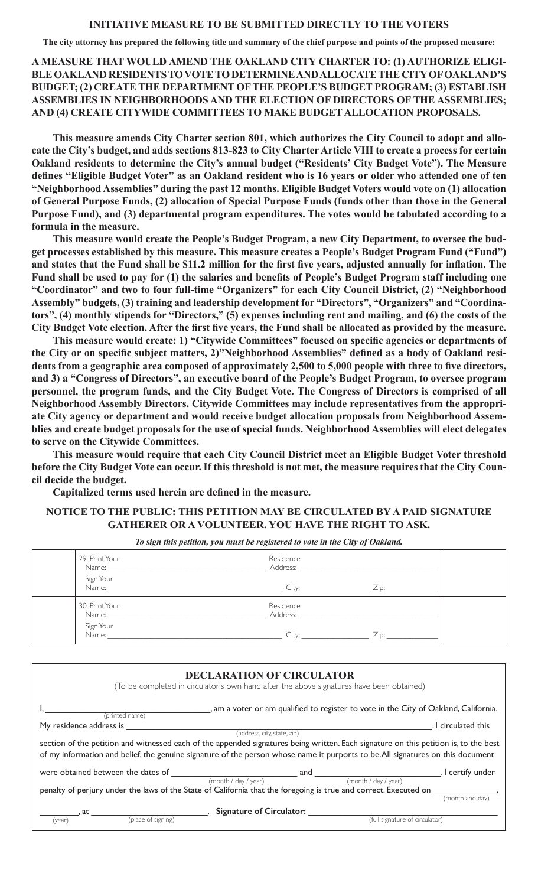## INITIATIVE MEASURE TO BE SUBMITTED DIRECTLY TO THE VOTERS

**The city attorney has prepared the following title and summary of the chief purpose and points of the proposed measure:**

**A MEASURE THAT WOULD AMEND THE OAKLAND CITY CHARTER TO: (1) AUTHORIZE ELIGIBLE OAKLAND RESIDENTS TO VOTE TO DETERMINE AND ALLOCATE THE CITY OF OAKLAND'S BUDGET; (2) CREATE THE DEPARTMENT OF THE PEOPLE'S BUDGET PROGRAM; (3) ESTABLISH ASSEMBLIES IN NEIGHBORHOODS AND THE ELECTION OF DIRECTORS OF THE ASSEMBLIES; AND (4) CREATE CITYWIDE COMMITTEES TO MAKE BUDGET ALLOCATION PROPOSALS.**

**This measure amends City Charter section 801, which authorizes the City Council to adopt and allocate the City's budget, and adds sections 813-823 to City Charter Article VIII to create a process for certain Oakland residents to determine the City's annual budget ("Residents' City Budget Vote"). The Measure defines "Eligible Budget Voter" as an Oakland resident who is 16 years or older who attended one of ten "Neighborhood Assemblies" during the past 12 months. Eligible Budget Voters would vote on (1) allocation of General Purpose Funds, (2) allocation of Special Purpose Funds (funds other than those in the General Purpose Fund), and (3) departmental program expenditures. The votes would be tabulated according to a formula in the measure.**

**This measure would create the People's Budget Program, a new City Department, to oversee the budget processes established by this measure. This measure creates a People's Budget Program Fund ("Fund") and states that the Fund shall be $11.2 million for the first five years, adjusted annually for inflation. The Fund shall be used to pay for (1) the salaries and benefits of People's Budget Program staff including one "Coordinator" and two to four full-time "Organizers" for each City Council District, (2) "Neighborhood Assembly" budgets, (3) training and leadership development for "Directors", "Organizers" and "Coordinators", (4) monthly stipends for "Directors," (5) expenses including rent and mailing, and (6) the costs of the City Budget Vote election. After the first five years, the Fund shall be allocated as provided by the measure.**

**This measure would create: 1) "Citywide Committees" focused on specific agencies or departments of the City or on specific subject matters, 2)"Neighborhood Assemblies" defined as a body of Oakland residents from a geographic area composed of approximately 2,500 to 5,000 people with three to five directors, and 3) a "Congress of Directors", an executive board of the People's Budget Program, to oversee program personnel, the program funds, and the City Budget Vote. The Congress of Directors is comprised of all Neighborhood Assembly Directors. Citywide Committees may include representatives from the appropriate City agency or department and would receive budget allocation proposals from Neighborhood Assemblies and create budget proposals for the use of special funds. Neighborhood Assemblies will elect delegates to serve on the Citywide Committees.**

**This measure would require that each City Council District meet an Eligible Budget Voter threshold before the City Budget Vote can occur. If this threshold is not met, the measure requires that the City Council decide the budget.**

**Capitalized terms used herein are defined in the measure.**

### NOTICE TO THE PUBLIC: THIS PETITION MAY BE CIRCULATED BY A PAID SIGNATURE GATHERER OR A VOLUNTEER. YOU HAVE THE RIGHT TO ASK.

***To sign this petition, you must be registered to vote in the City of Oakland.***

| | | | |
|---|---|---|---|
| | 29. Print Your Name: ______ Sign Your Name: ______ | Residence Address: ______ City: ______ Zip: ______ | |
| | 30. Print Your Name: ______ Sign Your Name: ______ | Residence Address: ______ City: ______ Zip: ______ | |

### DECLARATION OF CIRCULATOR

(To be completed in circulator's own hand after the above signatures have been obtained)

I, ______________ (printed name), am a voter or am qualified to register to vote in the City of Oakland, California.

My residence address is ______________ (address, city, state, zip). I circulated this section of the petition and witnessed each of the appended signatures being written. Each signature on this petition is, to the best of my information and belief, the genuine signature of the person whose name it purports to be. All signatures on this document were obtained between the dates of ______________ (month / day / year) and ______________ (month / day / year). I certify under penalty of perjury under the laws of the State of California that the foregoing is true and correct. Executed on ______________ (month and day), ______ (year), at ______________ (place of signing). **Signature of Circulator:** ______________ (full signature of circulator)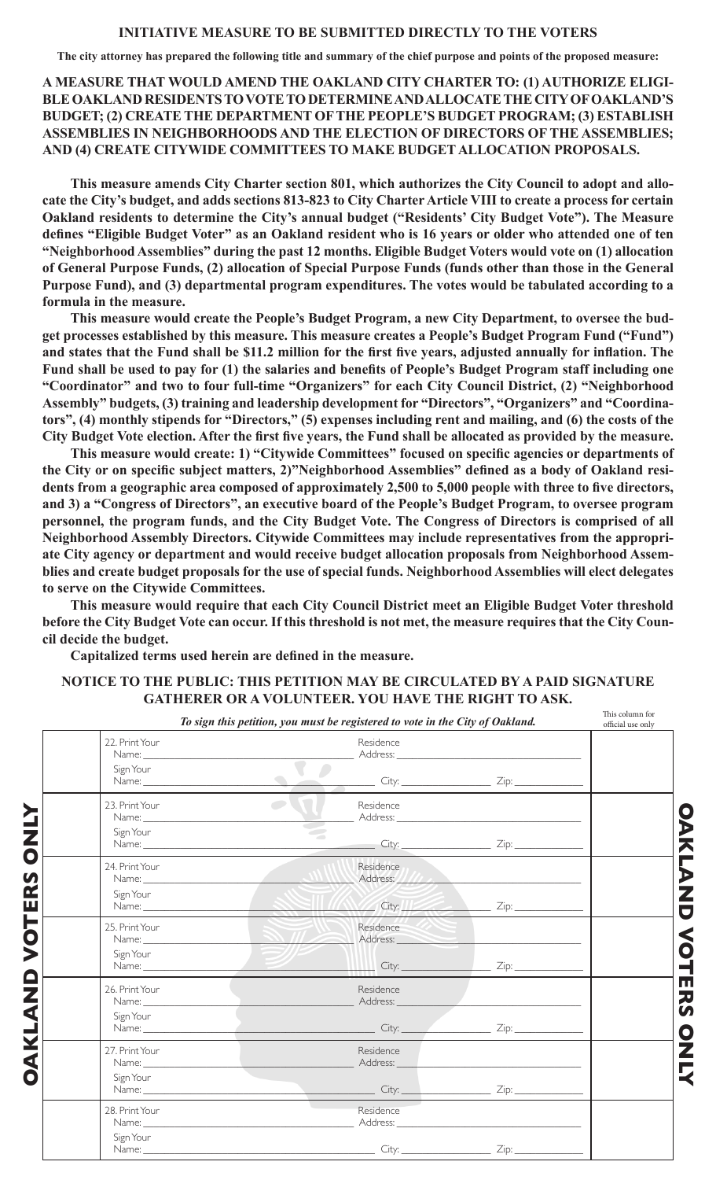**INITIATIVE MEASURE TO BE SUBMITTED DIRECTLY TO THE VOTERS**

**The city attorney has prepared the following title and summary of the chief purpose and points of the proposed measure:**

**A MEASURE THAT WOULD AMEND THE OAKLAND CITY CHARTER TO: (1) AUTHORIZE ELIGIBLE OAKLAND RESIDENTS TO VOTE TO DETERMINE AND ALLOCATE THE CITY OF OAKLAND'S BUDGET; (2) CREATE THE DEPARTMENT OF THE PEOPLE'S BUDGET PROGRAM; (3) ESTABLISH ASSEMBLIES IN NEIGHBORHOODS AND THE ELECTION OF DIRECTORS OF THE ASSEMBLIES; AND (4) CREATE CITYWIDE COMMITTEES TO MAKE BUDGET ALLOCATION PROPOSALS.**

**This measure amends City Charter section 801, which authorizes the City Council to adopt and allocate the City's budget, and adds sections 813-823 to City Charter Article VIII to create a process for certain Oakland residents to determine the City's annual budget ("Residents' City Budget Vote"). The Measure defines "Eligible Budget Voter" as an Oakland resident who is 16 years or older who attended one of ten "Neighborhood Assemblies" during the past 12 months. Eligible Budget Voters would vote on (1) allocation of General Purpose Funds, (2) allocation of Special Purpose Funds (funds other than those in the General Purpose Fund), and (3) departmental program expenditures. The votes would be tabulated according to a formula in the measure.**

**This measure would create the People's Budget Program, a new City Department, to oversee the budget processes established by this measure. This measure creates a People's Budget Program Fund ("Fund") and states that the Fund shall be $11.2 million for the first five years, adjusted annually for inflation. The Fund shall be used to pay for (1) the salaries and benefits of People's Budget Program staff including one "Coordinator" and two to four full-time "Organizers" for each City Council District, (2) "Neighborhood Assembly" budgets, (3) training and leadership development for "Directors", "Organizers" and "Coordinators", (4) monthly stipends for "Directors," (5) expenses including rent and mailing, and (6) the costs of the City Budget Vote election. After the first five years, the Fund shall be allocated as provided by the measure.**

**This measure would create: 1) "Citywide Committees" focused on specific agencies or departments of the City or on specific subject matters, 2)"Neighborhood Assemblies" defined as a body of Oakland residents from a geographic area composed of approximately 2,500 to 5,000 people with three to five directors, and 3) a "Congress of Directors", an executive board of the People's Budget Program, to oversee program personnel, the program funds, and the City Budget Vote. The Congress of Directors is comprised of all Neighborhood Assembly Directors. Citywide Committees may include representatives from the appropriate City agency or department and would receive budget allocation proposals from Neighborhood Assemblies and create budget proposals for the use of special funds. Neighborhood Assemblies will elect delegates to serve on the Citywide Committees.**

**This measure would require that each City Council District meet an Eligible Budget Voter threshold before the City Budget Vote can occur. If this threshold is not met, the measure requires that the City Council decide the budget.**

**Capitalized terms used herein are defined in the measure.**

**NOTICE TO THE PUBLIC: THIS PETITION MAY BE CIRCULATED BY A PAID SIGNATURE GATHERER OR A VOLUNTEER. YOU HAVE THE RIGHT TO ASK.**

***To sign this petition, you must be registered to vote in the City of Oakland.***

OAKLAND VOTERS ONLY

| | | This column for official use only |
|---|---|---|
| 22. Print Your Name: ______ Sign Your Name: ______ | Residence Address: ______ City: ______ Zip: ______ | |
| 23. Print Your Name: ______ Sign Your Name: ______ | Residence Address: ______ City: ______ Zip: ______ | |
| 24. Print Your Name: ______ Sign Your Name: ______ | Residence Address: ______ City: ______ Zip: ______ | |
| 25. Print Your Name: ______ Sign Your Name: ______ | Residence Address: ______ City: ______ Zip: ______ | |
| 26. Print Your Name: ______ Sign Your Name: ______ | Residence Address: ______ City: ______ Zip: ______ | |
| 27. Print Your Name: ______ Sign Your Name: ______ | Residence Address: ______ City: ______ Zip: ______ | |
| 28. Print Your Name: ______ Sign Your Name: ______ | Residence Address: ______ City: ______ Zip: ______ | |

OAKLAND VOTERS ONLY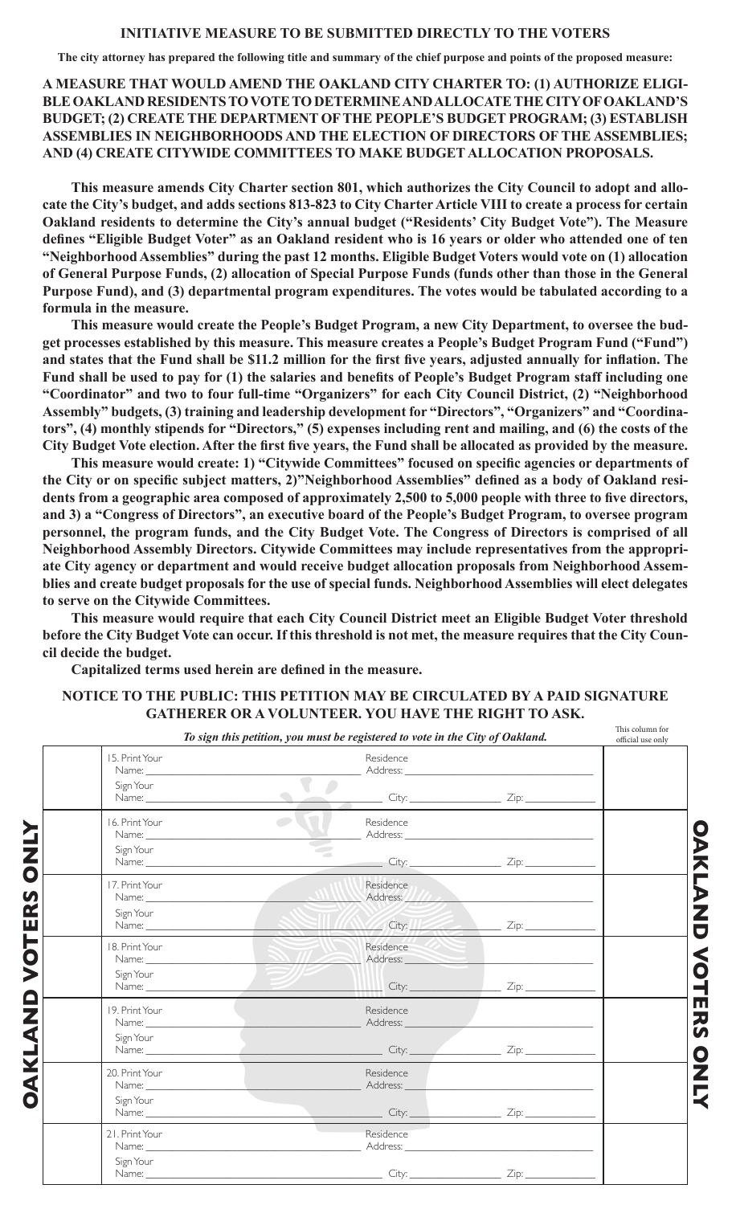## INITIATIVE MEASURE TO BE SUBMITTED DIRECTLY TO THE VOTERS

**The city attorney has prepared the following title and summary of the chief purpose and points of the proposed measure:**

**A MEASURE THAT WOULD AMEND THE OAKLAND CITY CHARTER TO: (1) AUTHORIZE ELIGIBLE OAKLAND RESIDENTS TO VOTE TO DETERMINE AND ALLOCATE THE CITY OF OAKLAND'S BUDGET; (2) CREATE THE DEPARTMENT OF THE PEOPLE'S BUDGET PROGRAM; (3) ESTABLISH ASSEMBLIES IN NEIGHBORHOODS AND THE ELECTION OF DIRECTORS OF THE ASSEMBLIES; AND (4) CREATE CITYWIDE COMMITTEES TO MAKE BUDGET ALLOCATION PROPOSALS.**

**This measure amends City Charter section 801, which authorizes the City Council to adopt and allocate the City's budget, and adds sections 813-823 to City Charter Article VIII to create a process for certain Oakland residents to determine the City's annual budget ("Residents' City Budget Vote"). The Measure defines "Eligible Budget Voter" as an Oakland resident who is 16 years or older who attended one of ten "Neighborhood Assemblies" during the past 12 months. Eligible Budget Voters would vote on (1) allocation of General Purpose Funds, (2) allocation of Special Purpose Funds (funds other than those in the General Purpose Fund), and (3) departmental program expenditures. The votes would be tabulated according to a formula in the measure.**

**This measure would create the People's Budget Program, a new City Department, to oversee the budget processes established by this measure. This measure creates a People's Budget Program Fund ("Fund") and states that the Fund shall be $11.2 million for the first five years, adjusted annually for inflation. The Fund shall be used to pay for (1) the salaries and benefits of People's Budget Program staff including one "Coordinator" and two to four full-time "Organizers" for each City Council District, (2) "Neighborhood Assembly" budgets, (3) training and leadership development for "Directors", "Organizers" and "Coordinators", (4) monthly stipends for "Directors," (5) expenses including rent and mailing, and (6) the costs of the City Budget Vote election. After the first five years, the Fund shall be allocated as provided by the measure.**

**This measure would create: 1) "Citywide Committees" focused on specific agencies or departments of the City or on specific subject matters, 2)"Neighborhood Assemblies" defined as a body of Oakland residents from a geographic area composed of approximately 2,500 to 5,000 people with three to five directors, and 3) a "Congress of Directors", an executive board of the People's Budget Program, to oversee program personnel, the program funds, and the City Budget Vote. The Congress of Directors is comprised of all Neighborhood Assembly Directors. Citywide Committees may include representatives from the appropriate City agency or department and would receive budget allocation proposals from Neighborhood Assemblies and create budget proposals for the use of special funds. Neighborhood Assemblies will elect delegates to serve on the Citywide Committees.**

**This measure would require that each City Council District meet an Eligible Budget Voter threshold before the City Budget Vote can occur. If this threshold is not met, the measure requires that the City Council decide the budget.**

**Capitalized terms used herein are defined in the measure.**

**NOTICE TO THE PUBLIC: THIS PETITION MAY BE CIRCULATED BY A PAID SIGNATURE GATHERER OR A VOLUNTEER. YOU HAVE THE RIGHT TO ASK.**

**OAKLAND VOTERS ONLY**

| *To sign this petition, you must be registered to vote in the City of Oakland.* | | This column for official use only |
|---|---|---|
| 15. Print Your Name: ______ Sign Your Name: ______ | Residence Address: ______ City: ______ Zip: ______ | |
| 16. Print Your Name: ______ Sign Your Name: ______ | Residence Address: ______ City: ______ Zip: ______ | |
| 17. Print Your Name: ______ Sign Your Name: ______ | Residence Address: ______ City: ______ Zip: ______ | |
| 18. Print Your Name: ______ Sign Your Name: ______ | Residence Address: ______ City: ______ Zip: ______ | |
| 19. Print Your Name: ______ Sign Your Name: ______ | Residence Address: ______ City: ______ Zip: ______ | |
| 20. Print Your Name: ______ Sign Your Name: ______ | Residence Address: ______ City: ______ Zip: ______ | |
| 21. Print Your Name: ______ Sign Your Name: ______ | Residence Address: ______ City: ______ Zip: ______ | |

**OAKLAND VOTERS ONLY**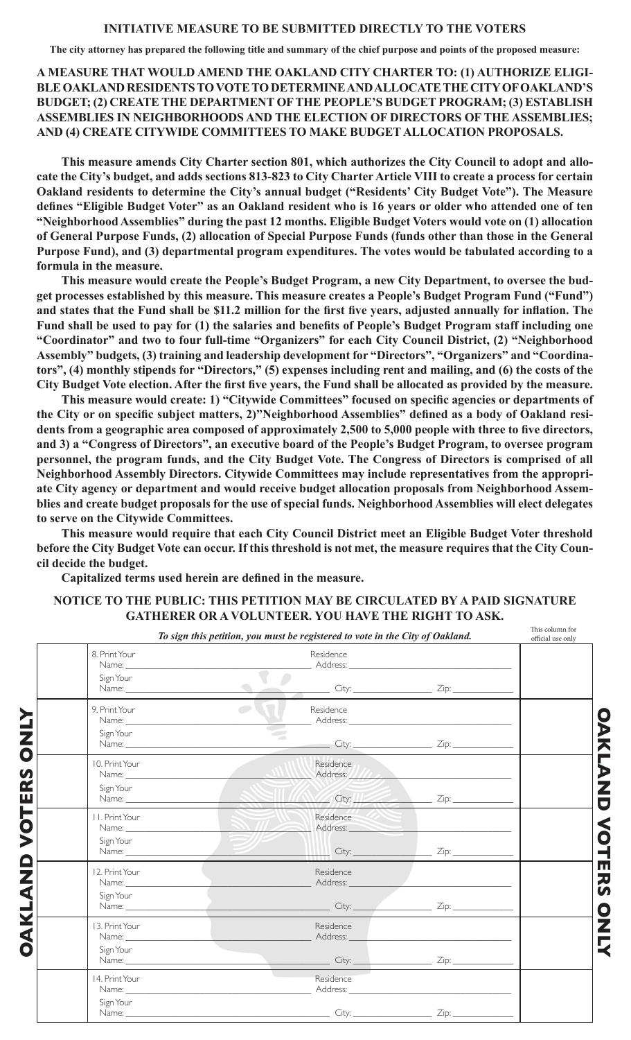**INITIATIVE MEASURE TO BE SUBMITTED DIRECTLY TO THE VOTERS**

**The city attorney has prepared the following title and summary of the chief purpose and points of the proposed measure:**

**A MEASURE THAT WOULD AMEND THE OAKLAND CITY CHARTER TO: (1) AUTHORIZE ELIGIBLE OAKLAND RESIDENTS TO VOTE TO DETERMINE AND ALLOCATE THE CITY OF OAKLAND'S BUDGET; (2) CREATE THE DEPARTMENT OF THE PEOPLE'S BUDGET PROGRAM; (3) ESTABLISH ASSEMBLIES IN NEIGHBORHOODS AND THE ELECTION OF DIRECTORS OF THE ASSEMBLIES; AND (4) CREATE CITYWIDE COMMITTEES TO MAKE BUDGET ALLOCATION PROPOSALS.**

**This measure amends City Charter section 801, which authorizes the City Council to adopt and allocate the City's budget, and adds sections 813-823 to City Charter Article VIII to create a process for certain Oakland residents to determine the City's annual budget ("Residents' City Budget Vote"). The Measure defines "Eligible Budget Voter" as an Oakland resident who is 16 years or older who attended one of ten "Neighborhood Assemblies" during the past 12 months. Eligible Budget Voters would vote on (1) allocation of General Purpose Funds, (2) allocation of Special Purpose Funds (funds other than those in the General Purpose Fund), and (3) departmental program expenditures. The votes would be tabulated according to a formula in the measure.**

**This measure would create the People's Budget Program, a new City Department, to oversee the budget processes established by this measure. This measure creates a People's Budget Program Fund ("Fund") and states that the Fund shall be $11.2 million for the first five years, adjusted annually for inflation. The Fund shall be used to pay for (1) the salaries and benefits of People's Budget Program staff including one "Coordinator" and two to four full-time "Organizers" for each City Council District, (2) "Neighborhood Assembly" budgets, (3) training and leadership development for "Directors", "Organizers" and "Coordinators", (4) monthly stipends for "Directors," (5) expenses including rent and mailing, and (6) the costs of the City Budget Vote election. After the first five years, the Fund shall be allocated as provided by the measure.**

**This measure would create: 1) "Citywide Committees" focused on specific agencies or departments of the City or on specific subject matters, 2)"Neighborhood Assemblies" defined as a body of Oakland residents from a geographic area composed of approximately 2,500 to 5,000 people with three to five directors, and 3) a "Congress of Directors", an executive board of the People's Budget Program, to oversee program personnel, the program funds, and the City Budget Vote. The Congress of Directors is comprised of all Neighborhood Assembly Directors. Citywide Committees may include representatives from the appropriate City agency or department and would receive budget allocation proposals from Neighborhood Assemblies and create budget proposals for the use of special funds. Neighborhood Assemblies will elect delegates to serve on the Citywide Committees.**

**This measure would require that each City Council District meet an Eligible Budget Voter threshold before the City Budget Vote can occur. If this threshold is not met, the measure requires that the City Council decide the budget.**

**Capitalized terms used herein are defined in the measure.**

**NOTICE TO THE PUBLIC: THIS PETITION MAY BE CIRCULATED BY A PAID SIGNATURE GATHERER OR A VOLUNTEER. YOU HAVE THE RIGHT TO ASK.**

***To sign this petition, you must be registered to vote in the City of Oakland.***

| | Signer | Residence | This column for official use only |
|---|---|---|---|
| | 8. Print Your Name: ______ Sign Your Name: ______ | Residence Address: ______ City: ______ Zip: ______ | |
| | 9. Print Your Name: ______ Sign Your Name: ______ | Residence Address: ______ City: ______ Zip: ______ | |
| | 10. Print Your Name: ______ Sign Your Name: ______ | Residence Address: ______ City: ______ Zip: ______ | |
| | 11. Print Your Name: ______ Sign Your Name: ______ | Residence Address: ______ City: ______ Zip: ______ | |
| | 12. Print Your Name: ______ Sign Your Name: ______ | Residence Address: ______ City: ______ Zip: ______ | |
| | 13. Print Your Name: ______ Sign Your Name: ______ | Residence Address: ______ City: ______ Zip: ______ | |
| | 14. Print Your Name: ______ Sign Your Name: ______ | Residence Address: ______ City: ______ Zip: ______ | |

**OAKLAND VOTERS ONLY**

**OAKLAND VOTERS ONLY**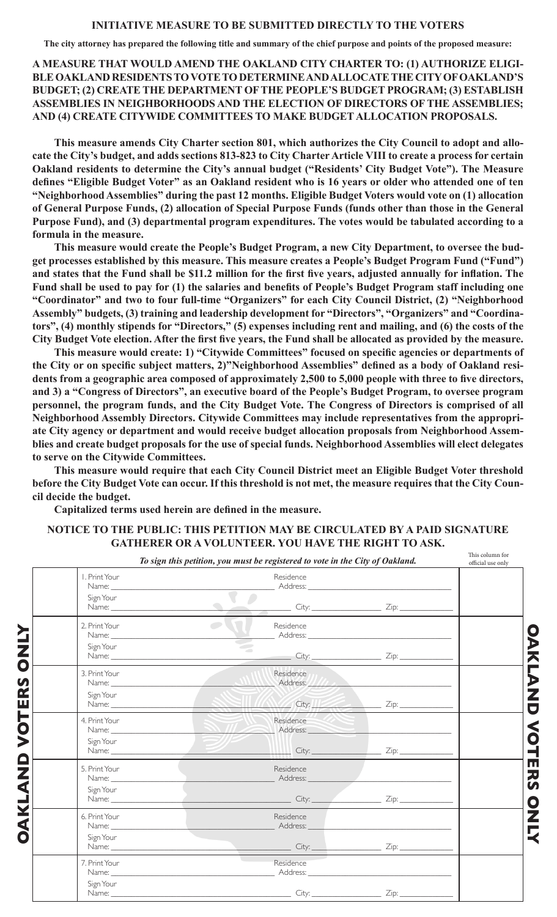**INITIATIVE MEASURE TO BE SUBMITTED DIRECTLY TO THE VOTERS**

**The city attorney has prepared the following title and summary of the chief purpose and points of the proposed measure:**

**A MEASURE THAT WOULD AMEND THE OAKLAND CITY CHARTER TO: (1) AUTHORIZE ELIGIBLE OAKLAND RESIDENTS TO VOTE TO DETERMINE AND ALLOCATE THE CITY OF OAKLAND'S BUDGET; (2) CREATE THE DEPARTMENT OF THE PEOPLE'S BUDGET PROGRAM; (3) ESTABLISH ASSEMBLIES IN NEIGHBORHOODS AND THE ELECTION OF DIRECTORS OF THE ASSEMBLIES; AND (4) CREATE CITYWIDE COMMITTEES TO MAKE BUDGET ALLOCATION PROPOSALS.**

**This measure amends City Charter section 801, which authorizes the City Council to adopt and allocate the City's budget, and adds sections 813-823 to City Charter Article VIII to create a process for certain Oakland residents to determine the City's annual budget ("Residents' City Budget Vote"). The Measure defines "Eligible Budget Voter" as an Oakland resident who is 16 years or older who attended one of ten "Neighborhood Assemblies" during the past 12 months. Eligible Budget Voters would vote on (1) allocation of General Purpose Funds, (2) allocation of Special Purpose Funds (funds other than those in the General Purpose Fund), and (3) departmental program expenditures. The votes would be tabulated according to a formula in the measure.**

**This measure would create the People's Budget Program, a new City Department, to oversee the budget processes established by this measure. This measure creates a People's Budget Program Fund ("Fund") and states that the Fund shall be $11.2 million for the first five years, adjusted annually for inflation. The Fund shall be used to pay for (1) the salaries and benefits of People's Budget Program staff including one "Coordinator" and two to four full-time "Organizers" for each City Council District, (2) "Neighborhood Assembly" budgets, (3) training and leadership development for "Directors", "Organizers" and "Coordinators", (4) monthly stipends for "Directors," (5) expenses including rent and mailing, and (6) the costs of the City Budget Vote election. After the first five years, the Fund shall be allocated as provided by the measure.**

**This measure would create: 1) "Citywide Committees" focused on specific agencies or departments of the City or on specific subject matters, 2)"Neighborhood Assemblies" defined as a body of Oakland residents from a geographic area composed of approximately 2,500 to 5,000 people with three to five directors, and 3) a "Congress of Directors", an executive board of the People's Budget Program, to oversee program personnel, the program funds, and the City Budget Vote. The Congress of Directors is comprised of all Neighborhood Assembly Directors. Citywide Committees may include representatives from the appropriate City agency or department and would receive budget allocation proposals from Neighborhood Assemblies and create budget proposals for the use of special funds. Neighborhood Assemblies will elect delegates to serve on the Citywide Committees.**

**This measure would require that each City Council District meet an Eligible Budget Voter threshold before the City Budget Vote can occur. If this threshold is not met, the measure requires that the City Council decide the budget.**

**Capitalized terms used herein are defined in the measure.**

**NOTICE TO THE PUBLIC: THIS PETITION MAY BE CIRCULATED BY A PAID SIGNATURE GATHERER OR A VOLUNTEER. YOU HAVE THE RIGHT TO ASK.**

***To sign this petition, you must be registered to vote in the City of Oakland.***

**OAKLAND VOTERS ONLY**

| | | | This column for official use only |
|---|---|---|---|
| | 1. Print Your Name: ______ Sign Your Name: ______ | Residence Address: ______ City: ______ Zip: ______ | |
| | 2. Print Your Name: ______ Sign Your Name: ______ | Residence Address: ______ City: ______ Zip: ______ | |
| | 3. Print Your Name: ______ Sign Your Name: ______ | Residence Address: ______ City: ______ Zip: ______ | |
| | 4. Print Your Name: ______ Sign Your Name: ______ | Residence Address: ______ City: ______ Zip: ______ | |
| | 5. Print Your Name: ______ Sign Your Name: ______ | Residence Address: ______ City: ______ Zip: ______ | |
| | 6. Print Your Name: ______ Sign Your Name: ______ | Residence Address: ______ City: ______ Zip: ______ | |
| | 7. Print Your Name: ______ Sign Your Name: ______ | Residence Address: ______ City: ______ Zip: ______ | |

**OAKLAND VOTERS ONLY**